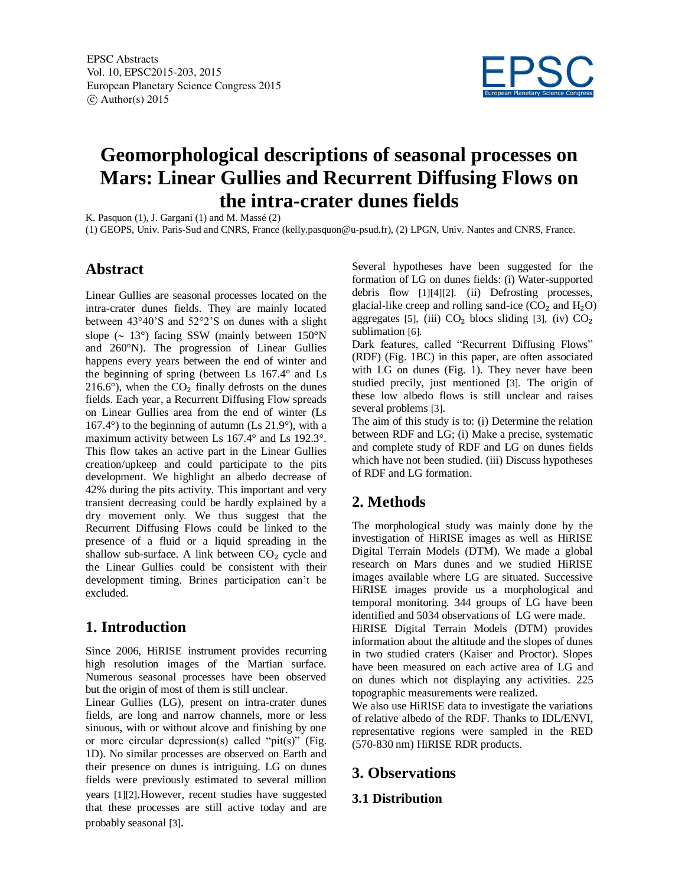EPSC Abstracts
Vol. 10, EPSC2015-203, 2015
European Planetary Science Congress 2015
© Author(s) 2015

# Geomorphological descriptions of seasonal processes on Mars: Linear Gullies and Recurrent Diffusing Flows on the intra-crater dunes fields

K. Pasquon (1), J. Gargani (1) and M. Massé (2)

(1) GEOPS, Univ. Paris-Sud and CNRS, France (kelly.pasquon@u-psud.fr), (2) LPGN, Univ. Nantes and CNRS, France.

## Abstract

Linear Gullies are seasonal processes located on the intra-crater dunes fields. They are mainly located between 43°40'S and 52°2'S on dunes with a slight slope (~ 13°) facing SSW (mainly between 150°N and 260°N). The progression of Linear Gullies happens every years between the end of winter and the beginning of spring (between Ls 167.4° and Ls 216.6°), when the $CO_2$ finally defrosts on the dunes fields. Each year, a Recurrent Diffusing Flow spreads on Linear Gullies area from the end of winter (Ls 167.4°) to the beginning of autumn (Ls 21.9°), with a maximum activity between Ls 167.4° and Ls 192.3°. This flow takes an active part in the Linear Gullies creation/upkeep and could participate to the pits development. We highlight an albedo decrease of 42% during the pits activity. This important and very transient decreasing could be hardly explained by a dry movement only. We thus suggest that the Recurrent Diffusing Flows could be linked to the presence of a fluid or a liquid spreading in the shallow sub-surface. A link between $CO_2$ cycle and the Linear Gullies could be consistent with their development timing. Brines participation can't be excluded.

## 1. Introduction

Since 2006, HiRISE instrument provides recurring high resolution images of the Martian surface. Numerous seasonal processes have been observed but the origin of most of them is still unclear.

Linear Gullies (LG), present on intra-crater dunes fields, are long and narrow channels, more or less sinuous, with or without alcove and finishing by one or more circular depression(s) called "pit(s)" (Fig. 1D). No similar processes are observed on Earth and their presence on dunes is intriguing. LG on dunes fields were previously estimated to several million years [1][2]. However, recent studies have suggested that these processes are still active today and are probably seasonal [3].

Several hypotheses have been suggested for the formation of LG on dunes fields: (i) Water-supported debris flow [1][4][2]. (ii) Defrosting processes, glacial-like creep and rolling sand-ice ($CO_2$ and $H_2O$) aggregates [5], (iii) $CO_2$ blocs sliding [3], (iv) $CO_2$ sublimation [6].

Dark features, called "Recurrent Diffusing Flows" (RDF) (Fig. 1BC) in this paper, are often associated with LG on dunes (Fig. 1). They never have been studied precily, just mentioned [3]. The origin of these low albedo flows is still unclear and raises several problems [3].

The aim of this study is to: (i) Determine the relation between RDF and LG; (i) Make a precise, systematic and complete study of RDF and LG on dunes fields which have not been studied. (iii) Discuss hypotheses of RDF and LG formation.

## 2. Methods

The morphological study was mainly done by the investigation of HiRISE images as well as HiRISE Digital Terrain Models (DTM). We made a global research on Mars dunes and we studied HiRISE images available where LG are situated. Successive HiRISE images provide us a morphological and temporal monitoring. 344 groups of LG have been identified and 5034 observations of LG were made.

HiRISE Digital Terrain Models (DTM) provides information about the altitude and the slopes of dunes in two studied craters (Kaiser and Proctor). Slopes have been measured on each active area of LG and on dunes which not displaying any activities. 225 topographic measurements were realized.

We also use HiRISE data to investigate the variations of relative albedo of the RDF. Thanks to IDL/ENVI, representative regions were sampled in the RED (570-830 nm) HiRISE RDR products.

## 3. Observations

### 3.1 Distribution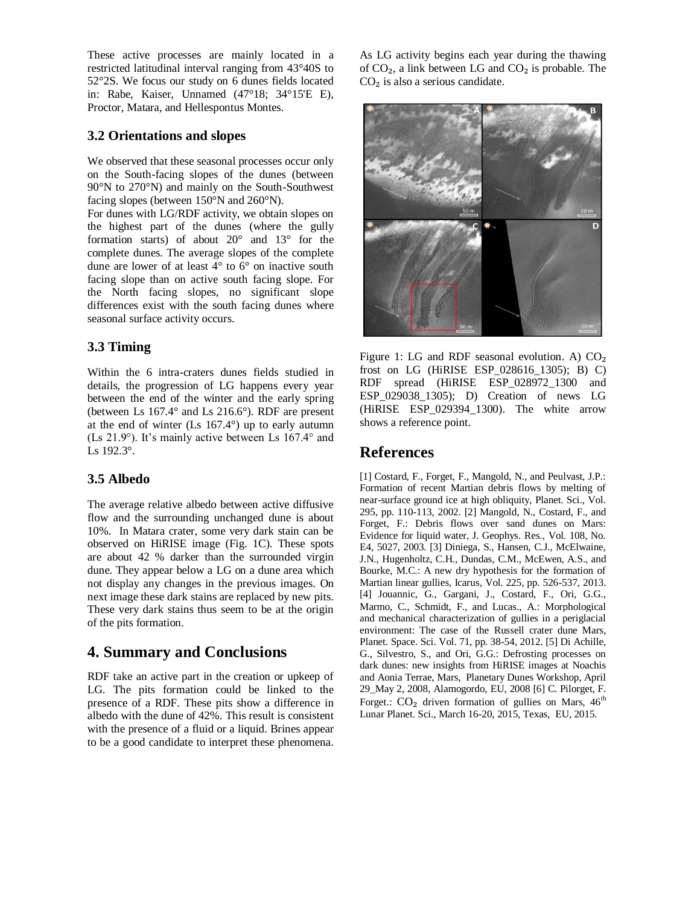These active processes are mainly located in a restricted latitudinal interval ranging from 43°40S to 52°2S. We focus our study on 6 dunes fields located in: Rabe, Kaiser, Unnamed (47°18; 34°15'E E), Proctor, Matara, and Hellespontus Montes.

### 3.2 Orientations and slopes

We observed that these seasonal processes occur only on the South-facing slopes of the dunes (between 90°N to 270°N) and mainly on the South-Southwest facing slopes (between 150°N and 260°N).

For dunes with LG/RDF activity, we obtain slopes on the highest part of the dunes (where the gully formation starts) of about 20° and 13° for the complete dunes. The average slopes of the complete dune are lower of at least 4° to 6° on inactive south facing slope than on active south facing slope. For the North facing slopes, no significant slope differences exist with the south facing dunes where seasonal surface activity occurs.

### 3.3 Timing

Within the 6 intra-craters dunes fields studied in details, the progression of LG happens every year between the end of the winter and the early spring (between Ls 167.4° and Ls 216.6°). RDF are present at the end of winter (Ls 167.4°) up to early autumn (Ls 21.9°). It's mainly active between Ls 167.4° and Ls 192.3°.

### 3.5 Albedo

The average relative albedo between active diffusive flow and the surrounding unchanged dune is about 10%. In Matara crater, some very dark stain can be observed on HiRISE image (Fig. 1C). These spots are about 42 % darker than the surrounded virgin dune. They appear below a LG on a dune area which not display any changes in the previous images. On next image these dark stains are replaced by new pits. These very dark stains thus seem to be at the origin of the pits formation.

## 4. Summary and Conclusions

RDF take an active part in the creation or upkeep of LG. The pits formation could be linked to the presence of a RDF. These pits show a difference in albedo with the dune of 42%. This result is consistent with the presence of a fluid or a liquid. Brines appear to be a good candidate to interpret these phenomena.

As LG activity begins each year during the thawing of $CO_2$, a link between LG and $CO_2$ is probable. The $CO_2$ is also a serious candidate.

Figure 1: LG and RDF seasonal evolution. A) $CO_2$ frost on LG (HiRISE ESP_028616_1305); B) C) RDF spread (HiRISE ESP_028972_1300 and ESP_029038_1305); D) Creation of news LG (HiRISE ESP_029394_1300). The white arrow shows a reference point.

## References

[1] Costard, F., Forget, F., Mangold, N., and Peulvast, J.P.: Formation of recent Martian debris flows by melting of near-surface ground ice at high obliquity, Planet. Sci., Vol. 295, pp. 110-113, 2002. [2] Mangold, N., Costard, F., and Forget, F.: Debris flows over sand dunes on Mars: Evidence for liquid water, J. Geophys. Res., Vol. 108, No. E4, 5027, 2003. [3] Diniega, S., Hansen, C.J., McElwaine, J.N., Hugenholtz, C.H., Dundas, C.M., McEwen, A.S., and Bourke, M.C.: A new dry hypothesis for the formation of Martian linear gullies, Icarus, Vol. 225, pp. 526-537, 2013. [4] Jouannic, G., Gargani, J., Costard, F., Ori, G.G., Marmo, C., Schmidt, F., and Lucas., A.: Morphological and mechanical characterization of gullies in a periglacial environment: The case of the Russell crater dune Mars, Planet. Space. Sci. Vol. 71, pp. 38-54, 2012. [5] Di Achille, G., Silvestro, S., and Ori, G.G.: Defrosting processes on dark dunes: new insights from HiRISE images at Noachis and Aonia Terrae, Mars, Planetary Dunes Workshop, April 29_May 2, 2008, Alamogordo, EU, 2008 [6] C. Pilorget, F. Forget.: $CO_2$ driven formation of gullies on Mars, 46th Lunar Planet. Sci., March 16-20, 2015, Texas, EU, 2015.